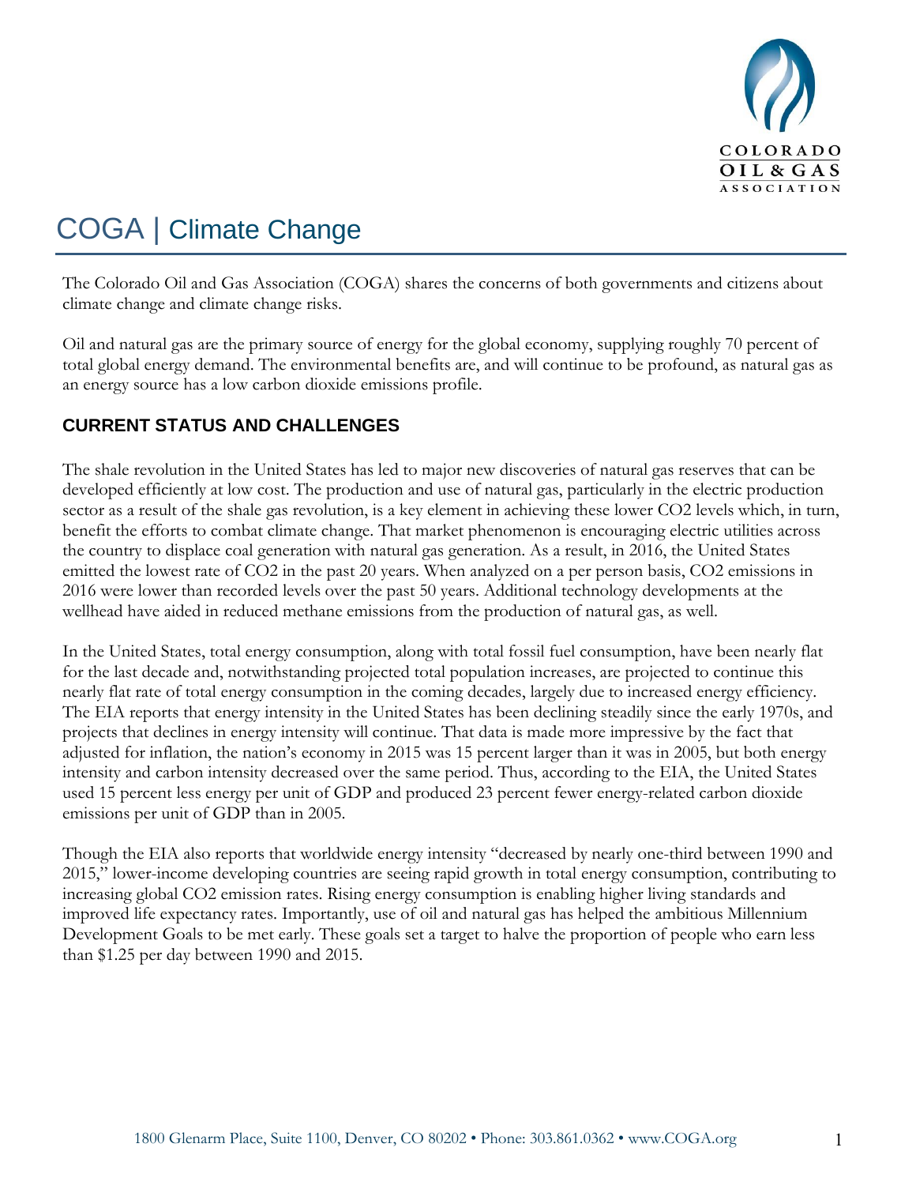# COGA | Climate Change

The Colorado Oil and Gas Association (COGA) shares the concerns of both governments and citizens about climate change and climate change risks.

Oil and natural gas are the primary source of energy for the global economy, supplying roughly 70 percent of total global energy demand. The environmental benefits are, and will continue to be profound, as natural gas as an energy source has a low carbon dioxide emissions profile.

## CURRENT STATUS AND CHALLENGES

The shale revolution in the United States has led to major new discoveries of natural gas reserves that can be developed efficiently at low cost. The production and use of natural gas, particularly in the electric production sector as a result of the shale gas revolution, is a key element in achieving these lower $CO_2$ levels which, in turn, benefit the efforts to combat climate change. That market phenomenon is encouraging electric utilities across the country to displace coal generation with natural gas generation. As a result, in 2016, the United States emitted the lowest rate of $CO_2$ in the past 20 years. When analyzed on a per person basis, $CO_2$ emissions in 2016 were lower than recorded levels over the past 50 years. Additional technology developments at the wellhead have aided in reduced methane emissions from the production of natural gas, as well.

In the United States, total energy consumption, along with total fossil fuel consumption, have been nearly flat for the last decade and, notwithstanding projected total population increases, are projected to continue this nearly flat rate of total energy consumption in the coming decades, largely due to increased energy efficiency. The EIA reports that energy intensity in the United States has been declining steadily since the early 1970s, and projects that declines in energy intensity will continue. That data is made more impressive by the fact that adjusted for inflation, the nation's economy in 2015 was 15 percent larger than it was in 2005, but both energy intensity and carbon intensity decreased over the same period. Thus, according to the EIA, the United States used 15 percent less energy per unit of GDP and produced 23 percent fewer energy-related carbon dioxide emissions per unit of GDP than in 2005.

Though the EIA also reports that worldwide energy intensity "decreased by nearly one-third between 1990 and 2015," lower-income developing countries are seeing rapid growth in total energy consumption, contributing to increasing global $CO_2$ emission rates. Rising energy consumption is enabling higher living standards and improved life expectancy rates. Importantly, use of oil and natural gas has helped the ambitious Millennium Development Goals to be met early. These goals set a target to halve the proportion of people who earn less than $1.25 per day between 1990 and 2015.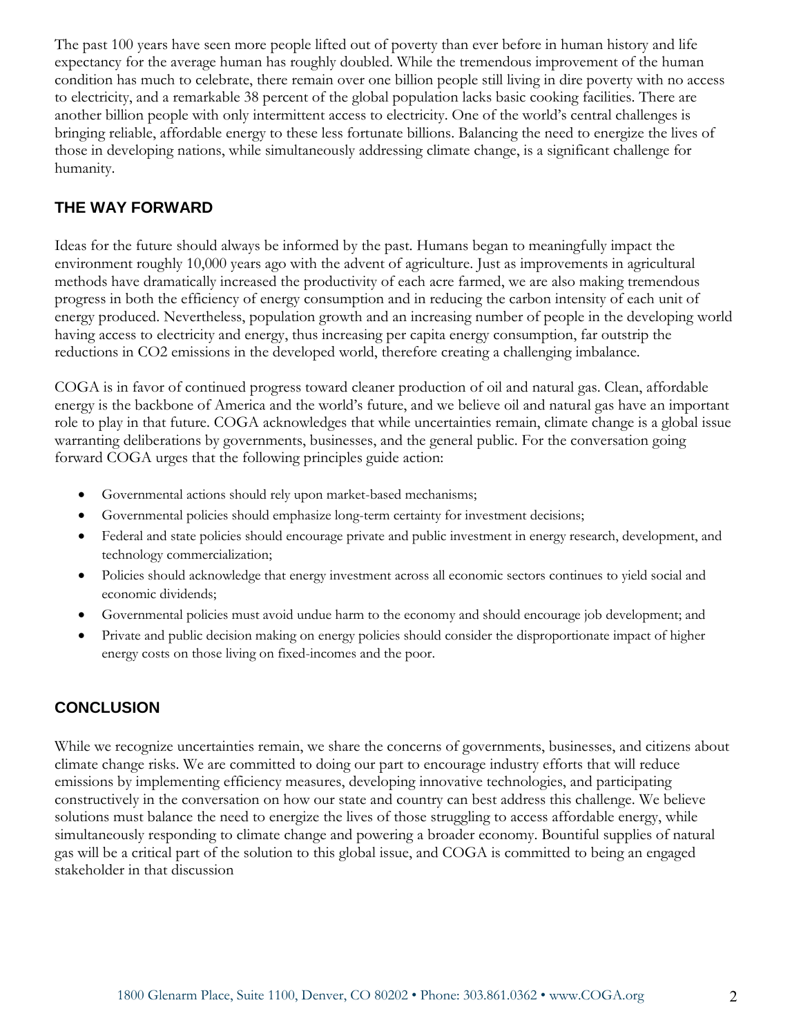The past 100 years have seen more people lifted out of poverty than ever before in human history and life expectancy for the average human has roughly doubled. While the tremendous improvement of the human condition has much to celebrate, there remain over one billion people still living in dire poverty with no access to electricity, and a remarkable 38 percent of the global population lacks basic cooking facilities. There are another billion people with only intermittent access to electricity. One of the world's central challenges is bringing reliable, affordable energy to these less fortunate billions. Balancing the need to energize the lives of those in developing nations, while simultaneously addressing climate change, is a significant challenge for humanity.

## THE WAY FORWARD

Ideas for the future should always be informed by the past. Humans began to meaningfully impact the environment roughly 10,000 years ago with the advent of agriculture. Just as improvements in agricultural methods have dramatically increased the productivity of each acre farmed, we are also making tremendous progress in both the efficiency of energy consumption and in reducing the carbon intensity of each unit of energy produced. Nevertheless, population growth and an increasing number of people in the developing world having access to electricity and energy, thus increasing per capita energy consumption, far outstrip the reductions in $CO_2$ emissions in the developed world, therefore creating a challenging imbalance.

COGA is in favor of continued progress toward cleaner production of oil and natural gas. Clean, affordable energy is the backbone of America and the world's future, and we believe oil and natural gas have an important role to play in that future. COGA acknowledges that while uncertainties remain, climate change is a global issue warranting deliberations by governments, businesses, and the general public. For the conversation going forward COGA urges that the following principles guide action:

- Governmental actions should rely upon market-based mechanisms;
- Governmental policies should emphasize long-term certainty for investment decisions;
- Federal and state policies should encourage private and public investment in energy research, development, and technology commercialization;
- Policies should acknowledge that energy investment across all economic sectors continues to yield social and economic dividends;
- Governmental policies must avoid undue harm to the economy and should encourage job development; and
- Private and public decision making on energy policies should consider the disproportionate impact of higher energy costs on those living on fixed-incomes and the poor.

## CONCLUSION

While we recognize uncertainties remain, we share the concerns of governments, businesses, and citizens about climate change risks. We are committed to doing our part to encourage industry efforts that will reduce emissions by implementing efficiency measures, developing innovative technologies, and participating constructively in the conversation on how our state and country can best address this challenge. We believe solutions must balance the need to energize the lives of those struggling to access affordable energy, while simultaneously responding to climate change and powering a broader economy. Bountiful supplies of natural gas will be a critical part of the solution to this global issue, and COGA is committed to being an engaged stakeholder in that discussion

1800 Glenarm Place, Suite 1100, Denver, CO 80202 • Phone: 303.861.0362 • www.COGA.org